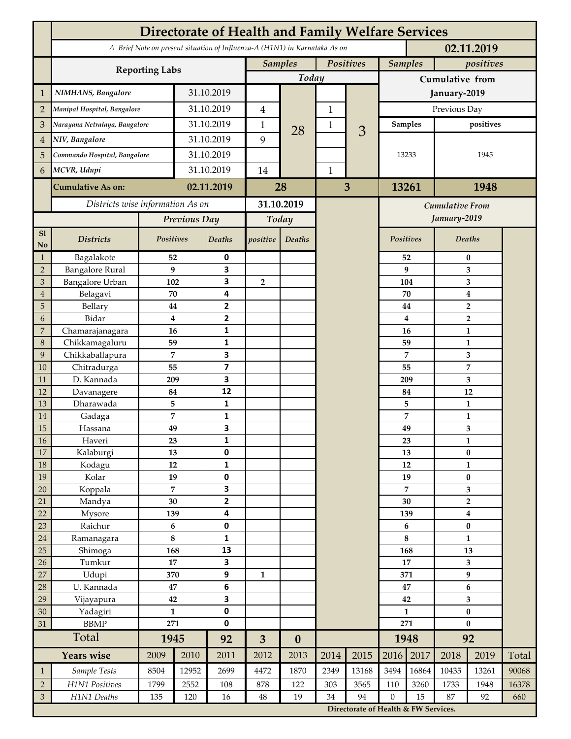# Directorate of Health and Family Welfare Services

*A Brief Note on present situation of Influenza-A (H1N1) in Karnataka As on* **02.11.2019**

| Sl | Reporting Labs | Date | Samples Today | | Positives Today | | Samples (Cumulative from January-2019) | positives (Cumulative from January-2019) |
|---|---|---|---|---|---|---|---|---|
| 1 | *NIMHANS, Bangalore* | 31.10.2019 | | 28 | | 3 | Previous Day | |
| 2 | *Manipal Hospital, Bangalore* | 31.10.2019 | 4 | | 1 | | Samples | positives |
| 3 | *Narayana Netralaya, Bangalore* | 31.10.2019 | 1 | | 1 | | 13233 | 1945 |
| 4 | *NIV, Bangalore* | 31.10.2019 | 9 | | | | | |
| 5 | *Commando Hospital, Bangalore* | 31.10.2019 | | | | | | |
| 6 | *MCVR, Udupi* | 31.10.2019 | 14 | | 1 | | | |
| | **Cumulative As on:** | **02.11.2019** | **28** | | **3** | | **13261** | **1948** |

*Districts wise information As on* **31.10.2019**

| Sl No | Districts | Previous Day Positives | Previous Day Deaths | Today positive | Today Deaths | Cumulative From January-2019 Positives | Cumulative From January-2019 Deaths |
|---|---|---|---|---|---|---|---|
| 1 | Bagalakote | 52 | 0 | | | 52 | 0 |
| 2 | Bangalore Rural | 9 | 3 | | | 9 | 3 |
| 3 | Bangalore Urban | 102 | 3 | 2 | | 104 | 3 |
| 4 | Belagavi | 70 | 4 | | | 70 | 4 |
| 5 | Bellary | 44 | 2 | | | 44 | 2 |
| 6 | Bidar | 4 | 2 | | | 4 | 2 |
| 7 | Chamarajanagara | 16 | 1 | | | 16 | 1 |
| 8 | Chikkamagaluru | 59 | 1 | | | 59 | 1 |
| 9 | Chikkaballapura | 7 | 3 | | | 7 | 3 |
| 10 | Chitradurga | 55 | 7 | | | 55 | 7 |
| 11 | D. Kannada | 209 | 3 | | | 209 | 3 |
| 12 | Davanagere | 84 | 12 | | | 84 | 12 |
| 13 | Dharawada | 5 | 1 | | | 5 | 1 |
| 14 | Gadaga | 7 | 1 | | | 7 | 1 |
| 15 | Hassana | 49 | 3 | | | 49 | 3 |
| 16 | Haveri | 23 | 1 | | | 23 | 1 |
| 17 | Kalaburgi | 13 | 0 | | | 13 | 0 |
| 18 | Kodagu | 12 | 1 | | | 12 | 1 |
| 19 | Kolar | 19 | 0 | | | 19 | 0 |
| 20 | Koppala | 7 | 3 | | | 7 | 3 |
| 21 | Mandya | 30 | 2 | | | 30 | 2 |
| 22 | Mysore | 139 | 4 | | | 139 | 4 |
| 23 | Raichur | 6 | 0 | | | 6 | 0 |
| 24 | Ramanagara | 8 | 1 | | | 8 | 1 |
| 25 | Shimoga | 168 | 13 | | | 168 | 13 |
| 26 | Tumkur | 17 | 3 | | | 17 | 3 |
| 27 | Udupi | 370 | 9 | 1 | | 371 | 9 |
| 28 | U. Kannada | 47 | 6 | | | 47 | 6 |
| 29 | Vijayapura | 42 | 3 | | | 42 | 3 |
| 30 | Yadagiri | 1 | 0 | | | 1 | 0 |
| 31 | BBMP | 271 | 0 | | | 271 | 0 |
| | **Total** | **1945** | **92** | **3** | **0** | **1948** | **92** |

| | Years wise | 2009 | 2010 | 2011 | 2012 | 2013 | 2014 | 2015 | 2016 | 2017 | 2018 | 2019 | Total |
|---|---|---|---|---|---|---|---|---|---|---|---|---|---|
| 1 | *Sample Tests* | 8504 | 12952 | 2699 | 4472 | 1870 | 2349 | 13168 | 3494 | 16864 | 10435 | 13261 | 90068 |
| 2 | *H1N1 Positives* | 1799 | 2552 | 108 | 878 | 122 | 303 | 3565 | 110 | 3260 | 1733 | 1948 | 16378 |
| 3 | *H1N1 Deaths* | 135 | 120 | 16 | 48 | 19 | 34 | 94 | 0 | 15 | 87 | 92 | 660 |

**Directorate of Health & FW Services.**